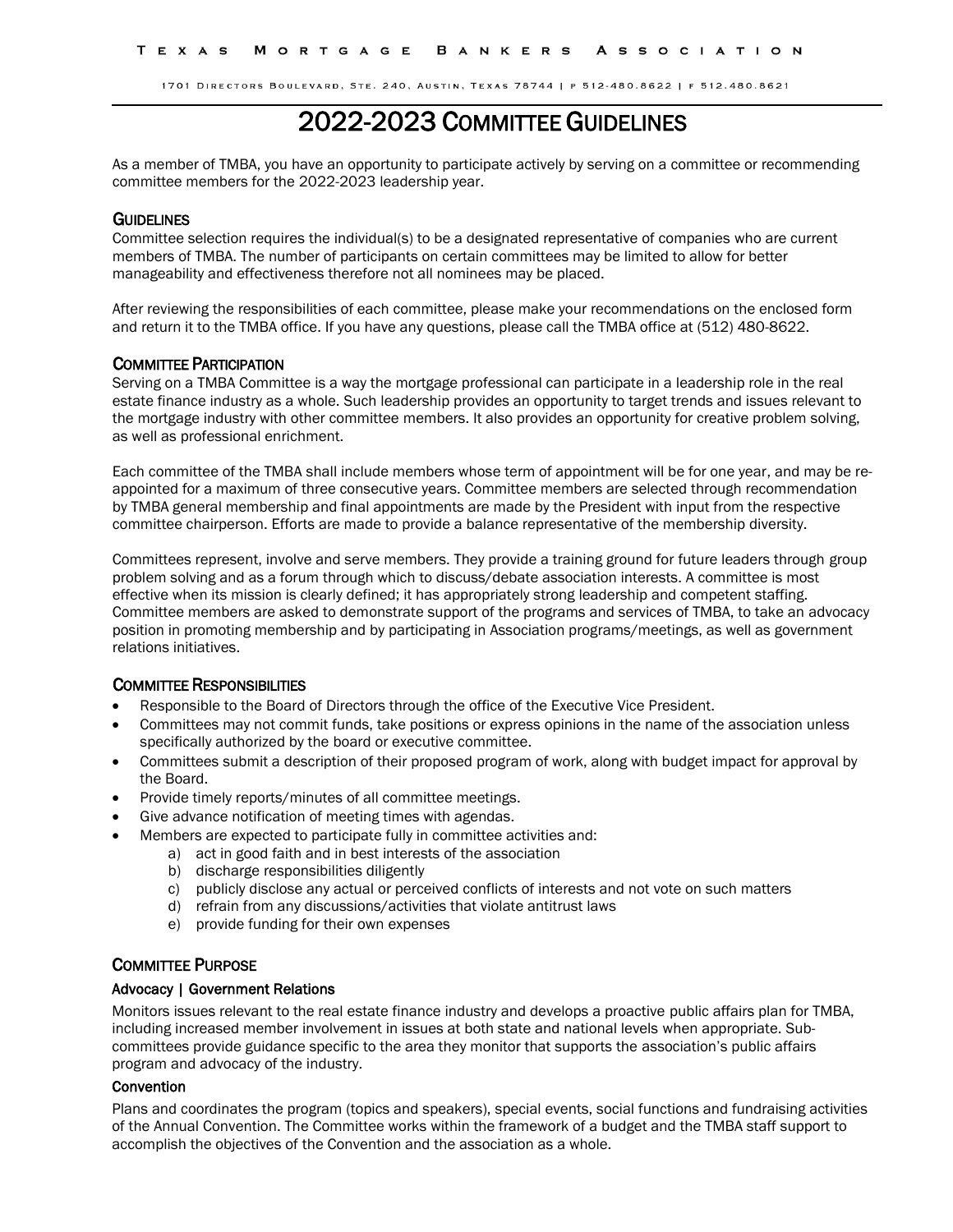Texas Mortgage Bankers Association

1701 Directors Boulevard, Ste. 240, Austin, Texas 78744 | p 512-480.8622 | f 512.480.8621

# 2022-2023 Committee Guidelines

As a member of TMBA, you have an opportunity to participate actively by serving on a committee or recommending committee members for the 2022-2023 leadership year.

## Guidelines

Committee selection requires the individual(s) to be a designated representative of companies who are current members of TMBA. The number of participants on certain committees may be limited to allow for better manageability and effectiveness therefore not all nominees may be placed.

After reviewing the responsibilities of each committee, please make your recommendations on the enclosed form and return it to the TMBA office. If you have any questions, please call the TMBA office at (512) 480-8622.

## Committee Participation

Serving on a TMBA Committee is a way the mortgage professional can participate in a leadership role in the real estate finance industry as a whole. Such leadership provides an opportunity to target trends and issues relevant to the mortgage industry with other committee members. It also provides an opportunity for creative problem solving, as well as professional enrichment.

Each committee of the TMBA shall include members whose term of appointment will be for one year, and may be re-appointed for a maximum of three consecutive years. Committee members are selected through recommendation by TMBA general membership and final appointments are made by the President with input from the respective committee chairperson. Efforts are made to provide a balance representative of the membership diversity.

Committees represent, involve and serve members. They provide a training ground for future leaders through group problem solving and as a forum through which to discuss/debate association interests. A committee is most effective when its mission is clearly defined; it has appropriately strong leadership and competent staffing. Committee members are asked to demonstrate support of the programs and services of TMBA, to take an advocacy position in promoting membership and by participating in Association programs/meetings, as well as government relations initiatives.

## Committee Responsibilities

- Responsible to the Board of Directors through the office of the Executive Vice President.
- Committees may not commit funds, take positions or express opinions in the name of the association unless specifically authorized by the board or executive committee.
- Committees submit a description of their proposed program of work, along with budget impact for approval by the Board.
- Provide timely reports/minutes of all committee meetings.
- Give advance notification of meeting times with agendas.
- Members are expected to participate fully in committee activities and:
  a) act in good faith and in best interests of the association
  b) discharge responsibilities diligently
  c) publicly disclose any actual or perceived conflicts of interests and not vote on such matters
  d) refrain from any discussions/activities that violate antitrust laws
  e) provide funding for their own expenses

## Committee Purpose

### Advocacy | Government Relations

Monitors issues relevant to the real estate finance industry and develops a proactive public affairs plan for TMBA, including increased member involvement in issues at both state and national levels when appropriate. Sub-committees provide guidance specific to the area they monitor that supports the association's public affairs program and advocacy of the industry.

### Convention

Plans and coordinates the program (topics and speakers), special events, social functions and fundraising activities of the Annual Convention. The Committee works within the framework of a budget and the TMBA staff support to accomplish the objectives of the Convention and the association as a whole.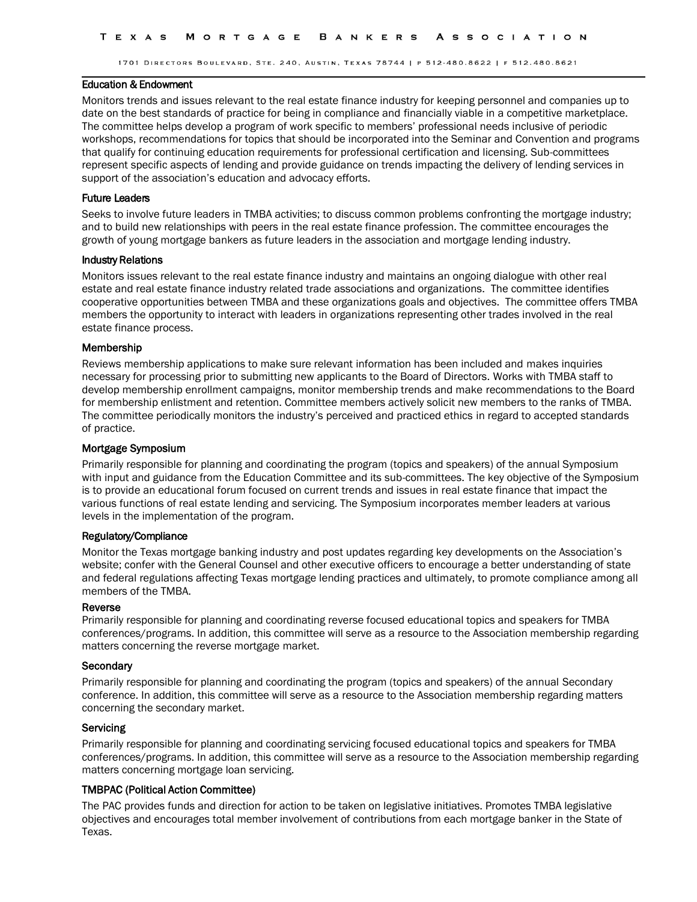### Education & Endowment

Monitors trends and issues relevant to the real estate finance industry for keeping personnel and companies up to date on the best standards of practice for being in compliance and financially viable in a competitive marketplace. The committee helps develop a program of work specific to members' professional needs inclusive of periodic workshops, recommendations for topics that should be incorporated into the Seminar and Convention and programs that qualify for continuing education requirements for professional certification and licensing. Sub-committees represent specific aspects of lending and provide guidance on trends impacting the delivery of lending services in support of the association's education and advocacy efforts.

### Future Leaders

Seeks to involve future leaders in TMBA activities; to discuss common problems confronting the mortgage industry; and to build new relationships with peers in the real estate finance profession. The committee encourages the growth of young mortgage bankers as future leaders in the association and mortgage lending industry.

### Industry Relations

Monitors issues relevant to the real estate finance industry and maintains an ongoing dialogue with other real estate and real estate finance industry related trade associations and organizations. The committee identifies cooperative opportunities between TMBA and these organizations goals and objectives. The committee offers TMBA members the opportunity to interact with leaders in organizations representing other trades involved in the real estate finance process.

### Membership

Reviews membership applications to make sure relevant information has been included and makes inquiries necessary for processing prior to submitting new applicants to the Board of Directors. Works with TMBA staff to develop membership enrollment campaigns, monitor membership trends and make recommendations to the Board for membership enlistment and retention. Committee members actively solicit new members to the ranks of TMBA. The committee periodically monitors the industry's perceived and practiced ethics in regard to accepted standards of practice.

### Mortgage Symposium

Primarily responsible for planning and coordinating the program (topics and speakers) of the annual Symposium with input and guidance from the Education Committee and its sub-committees. The key objective of the Symposium is to provide an educational forum focused on current trends and issues in real estate finance that impact the various functions of real estate lending and servicing. The Symposium incorporates member leaders at various levels in the implementation of the program.

### Regulatory/Compliance

Monitor the Texas mortgage banking industry and post updates regarding key developments on the Association's website; confer with the General Counsel and other executive officers to encourage a better understanding of state and federal regulations affecting Texas mortgage lending practices and ultimately, to promote compliance among all members of the TMBA.

### Reverse

Primarily responsible for planning and coordinating reverse focused educational topics and speakers for TMBA conferences/programs. In addition, this committee will serve as a resource to the Association membership regarding matters concerning the reverse mortgage market.

### Secondary

Primarily responsible for planning and coordinating the program (topics and speakers) of the annual Secondary conference. In addition, this committee will serve as a resource to the Association membership regarding matters concerning the secondary market.

### Servicing

Primarily responsible for planning and coordinating servicing focused educational topics and speakers for TMBA conferences/programs. In addition, this committee will serve as a resource to the Association membership regarding matters concerning mortgage loan servicing.

### TMBPAC (Political Action Committee)

The PAC provides funds and direction for action to be taken on legislative initiatives. Promotes TMBA legislative objectives and encourages total member involvement of contributions from each mortgage banker in the State of Texas.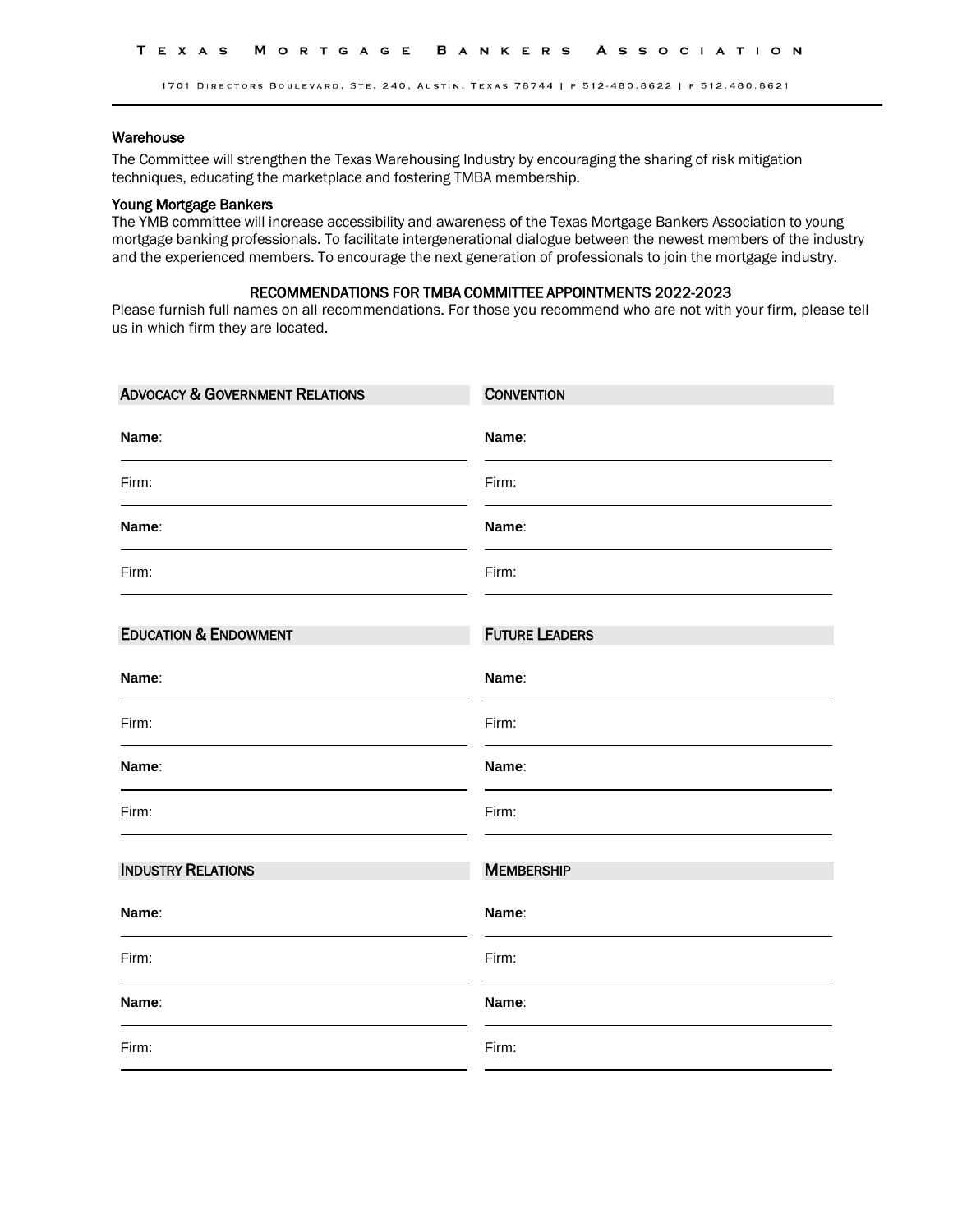### Warehouse

The Committee will strengthen the Texas Warehousing Industry by encouraging the sharing of risk mitigation techniques, educating the marketplace and fostering TMBA membership.

### Young Mortgage Bankers

The YMB committee will increase accessibility and awareness of the Texas Mortgage Bankers Association to young mortgage banking professionals. To facilitate intergenerational dialogue between the newest members of the industry and the experienced members. To encourage the next generation of professionals to join the mortgage industry.

## RECOMMENDATIONS FOR TMBA COMMITTEE APPOINTMENTS 2022-2023

Please furnish full names on all recommendations. For those you recommend who are not with your firm, please tell us in which firm they are located.

### ADVOCACY & GOVERNMENT RELATIONS

**Name**: ______________________

Firm: ______________________

**Name**: ______________________

Firm: ______________________

### CONVENTION

**Name**: ______________________

Firm: ______________________

**Name**: ______________________

Firm: ______________________

### EDUCATION & ENDOWMENT

**Name**: ______________________

Firm: ______________________

**Name**: ______________________

Firm: ______________________

### FUTURE LEADERS

**Name**: ______________________

Firm: ______________________

**Name**: ______________________

Firm: ______________________

### INDUSTRY RELATIONS

**Name**: ______________________

Firm: ______________________

**Name**: ______________________

Firm: ______________________

### MEMBERSHIP

**Name**: ______________________

Firm: ______________________

**Name**: ______________________

Firm: ______________________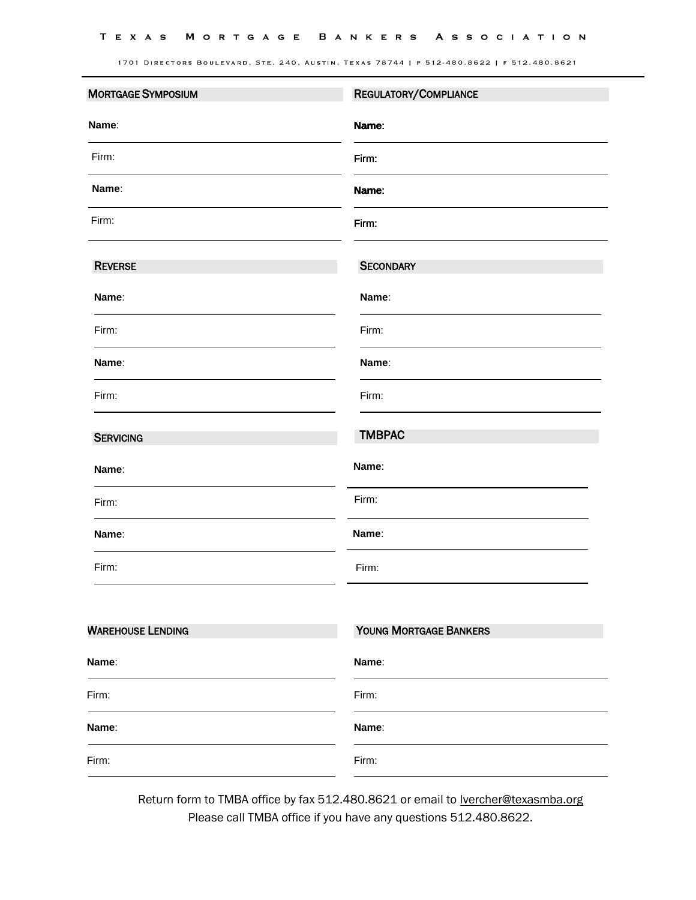TEXAS MORTGAGE BANKERS ASSOCIATION

1701 DIRECTORS BOULEVARD, STE. 240, AUSTIN, TEXAS 78744 | P 512-480.8622 | F 512.480.8621

### MORTGAGE SYMPOSIUM

**Name**:

Firm:

**Name**:

Firm:

### REGULATORY/COMPLIANCE

**Name**:

Firm:

**Name**:

Firm:

### REVERSE

**Name**:

Firm:

**Name**:

Firm:

### SECONDARY

**Name**:

Firm:

**Name**:

Firm:

### SERVICING

**Name**:

Firm:

**Name**:

Firm:

### TMBPAC

**Name**:

Firm:

**Name**:

Firm:

### WAREHOUSE LENDING

**Name**:

Firm:

**Name**:

Firm:

### YOUNG MORTGAGE BANKERS

**Name**:

Firm:

**Name**:

Firm:

Return form to TMBA office by fax 512.480.8621 or email to lvercher@texasmba.org

Please call TMBA office if you have any questions 512.480.8622.